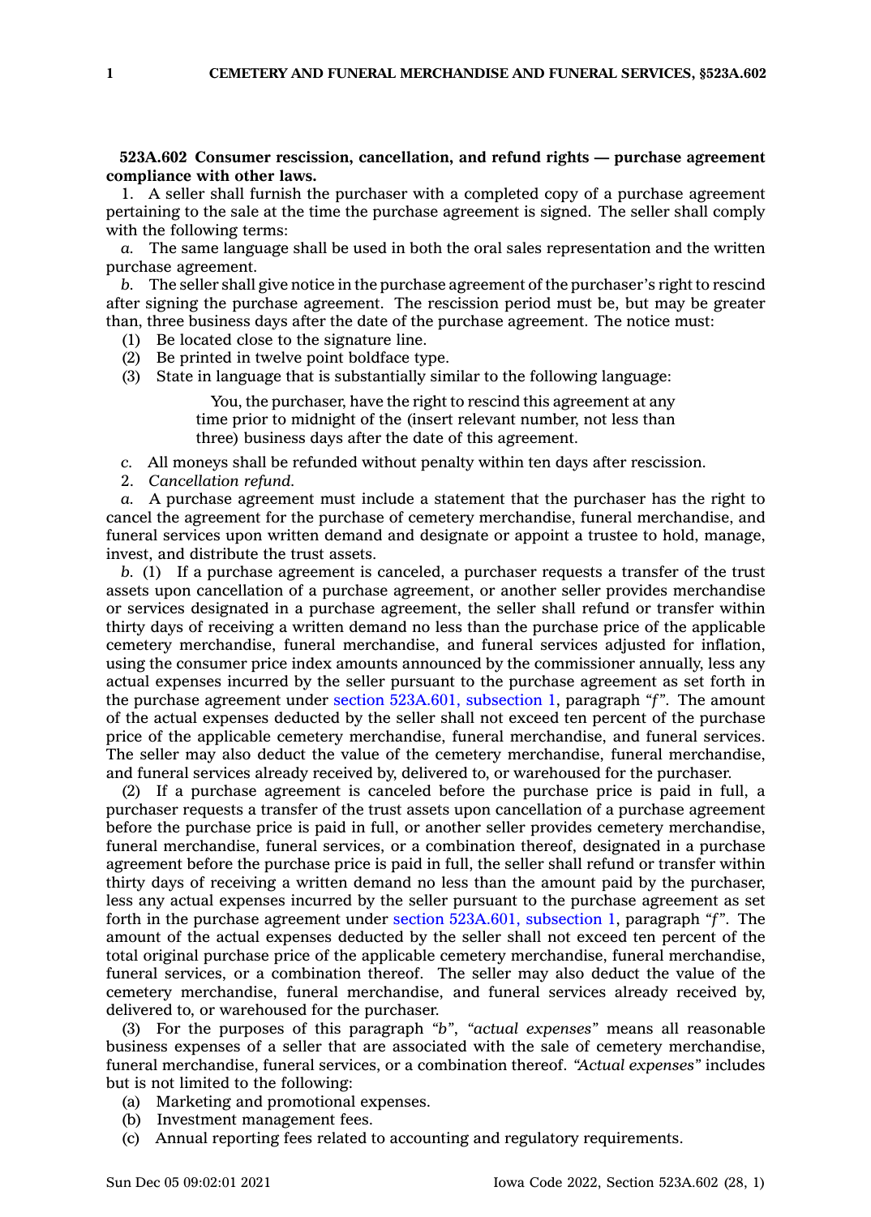**523A.602 Consumer rescission, cancellation, and refund rights — purchase agreement compliance with other laws.**

1. A seller shall furnish the purchaser with a completed copy of a purchase agreement pertaining to the sale at the time the purchase agreement is signed. The seller shall comply with the following terms:

*a.* The same language shall be used in both the oral sales representation and the written purchase agreement.

*b.* The seller shall give notice in the purchase agreement of the purchaser's right to rescind after signing the purchase agreement. The rescission period must be, but may be greater than, three business days after the date of the purchase agreement. The notice must:

(1) Be located close to the signature line.

(2) Be printed in twelve point boldface type.

(3) State in language that is substantially similar to the following language:

> You, the purchaser, have the right to rescind this agreement at any time prior to midnight of the (insert relevant number, not less than three) business days after the date of this agreement.

*c.* All moneys shall be refunded without penalty within ten days after rescission.

2. *Cancellation refund.*

*a.* A purchase agreement must include a statement that the purchaser has the right to cancel the agreement for the purchase of cemetery merchandise, funeral merchandise, and funeral services upon written demand and designate or appoint a trustee to hold, manage, invest, and distribute the trust assets.

*b.* (1) If a purchase agreement is canceled, a purchaser requests a transfer of the trust assets upon cancellation of a purchase agreement, or another seller provides merchandise or services designated in a purchase agreement, the seller shall refund or transfer within thirty days of receiving a written demand no less than the purchase price of the applicable cemetery merchandise, funeral merchandise, and funeral services adjusted for inflation, using the consumer price index amounts announced by the commissioner annually, less any actual expenses incurred by the seller pursuant to the purchase agreement as set forth in the purchase agreement under section 523A.601, subsection 1, paragraph *"f"*. The amount of the actual expenses deducted by the seller shall not exceed ten percent of the purchase price of the applicable cemetery merchandise, funeral merchandise, and funeral services. The seller may also deduct the value of the cemetery merchandise, funeral merchandise, and funeral services already received by, delivered to, or warehoused for the purchaser.

(2) If a purchase agreement is canceled before the purchase price is paid in full, a purchaser requests a transfer of the trust assets upon cancellation of a purchase agreement before the purchase price is paid in full, or another seller provides cemetery merchandise, funeral merchandise, funeral services, or a combination thereof, designated in a purchase agreement before the purchase price is paid in full, the seller shall refund or transfer within thirty days of receiving a written demand no less than the amount paid by the purchaser, less any actual expenses incurred by the seller pursuant to the purchase agreement as set forth in the purchase agreement under section 523A.601, subsection 1, paragraph *"f"*. The amount of the actual expenses deducted by the seller shall not exceed ten percent of the total original purchase price of the applicable cemetery merchandise, funeral merchandise, funeral services, or a combination thereof. The seller may also deduct the value of the cemetery merchandise, funeral merchandise, and funeral services already received by, delivered to, or warehoused for the purchaser.

(3) For the purposes of this paragraph *"b"*, *"actual expenses"* means all reasonable business expenses of a seller that are associated with the sale of cemetery merchandise, funeral merchandise, funeral services, or a combination thereof. *"Actual expenses"* includes but is not limited to the following:

(a) Marketing and promotional expenses.

(b) Investment management fees.

(c) Annual reporting fees related to accounting and regulatory requirements.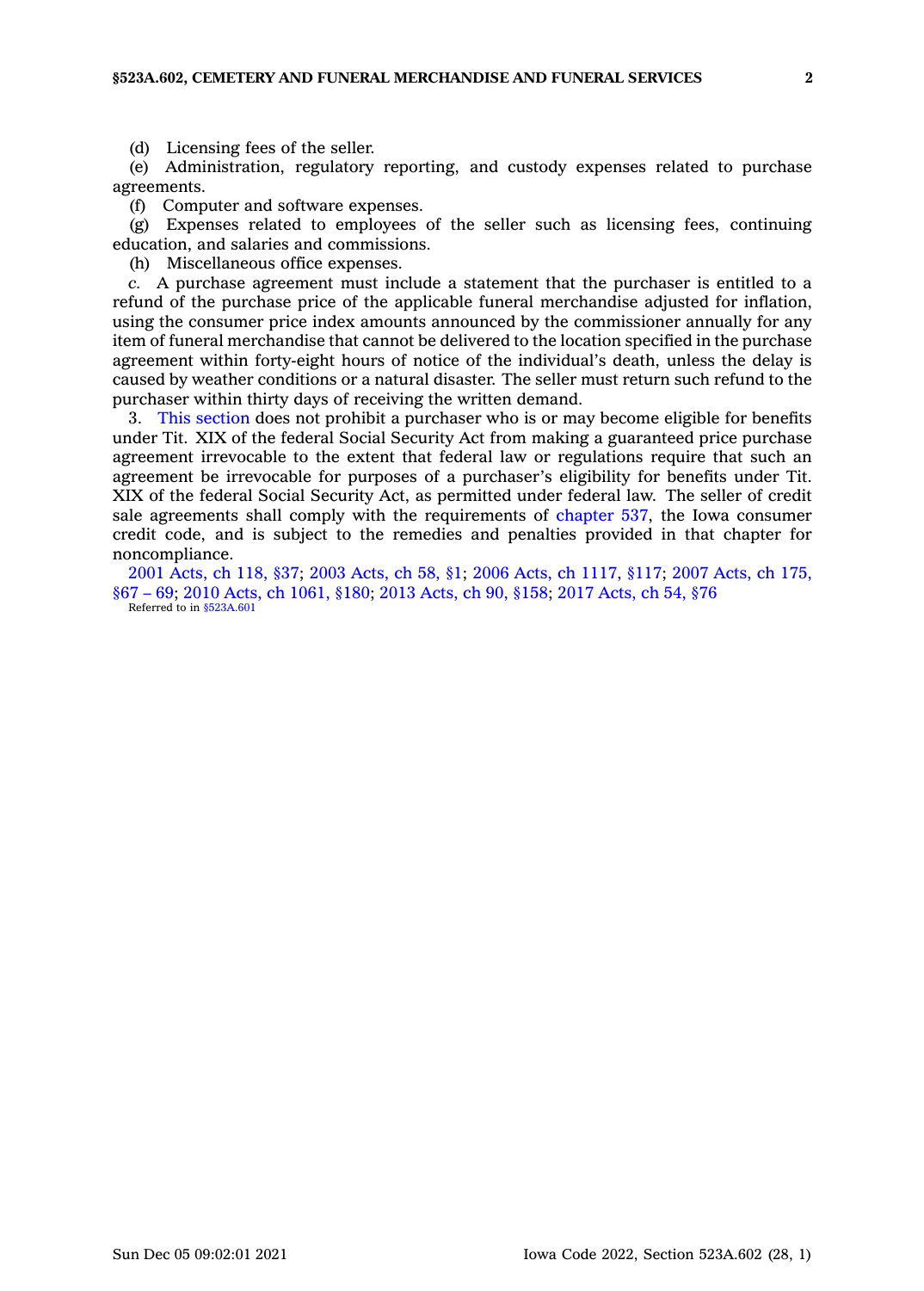(d) Licensing fees of the seller.

(e) Administration, regulatory reporting, and custody expenses related to purchase agreements.

(f) Computer and software expenses.

(g) Expenses related to employees of the seller such as licensing fees, continuing education, and salaries and commissions.

(h) Miscellaneous office expenses.

*c.* A purchase agreement must include a statement that the purchaser is entitled to a refund of the purchase price of the applicable funeral merchandise adjusted for inflation, using the consumer price index amounts announced by the commissioner annually for any item of funeral merchandise that cannot be delivered to the location specified in the purchase agreement within forty-eight hours of notice of the individual's death, unless the delay is caused by weather conditions or a natural disaster. The seller must return such refund to the purchaser within thirty days of receiving the written demand.

3. This section does not prohibit a purchaser who is or may become eligible for benefits under Tit. XIX of the federal Social Security Act from making a guaranteed price purchase agreement irrevocable to the extent that federal law or regulations require that such an agreement be irrevocable for purposes of a purchaser's eligibility for benefits under Tit. XIX of the federal Social Security Act, as permitted under federal law. The seller of credit sale agreements shall comply with the requirements of chapter 537, the Iowa consumer credit code, and is subject to the remedies and penalties provided in that chapter for noncompliance.

2001 Acts, ch 118, §37; 2003 Acts, ch 58, §1; 2006 Acts, ch 1117, §117; 2007 Acts, ch 175, §67 – 69; 2010 Acts, ch 1061, §180; 2013 Acts, ch 90, §158; 2017 Acts, ch 54, §76

Referred to in §523A.601